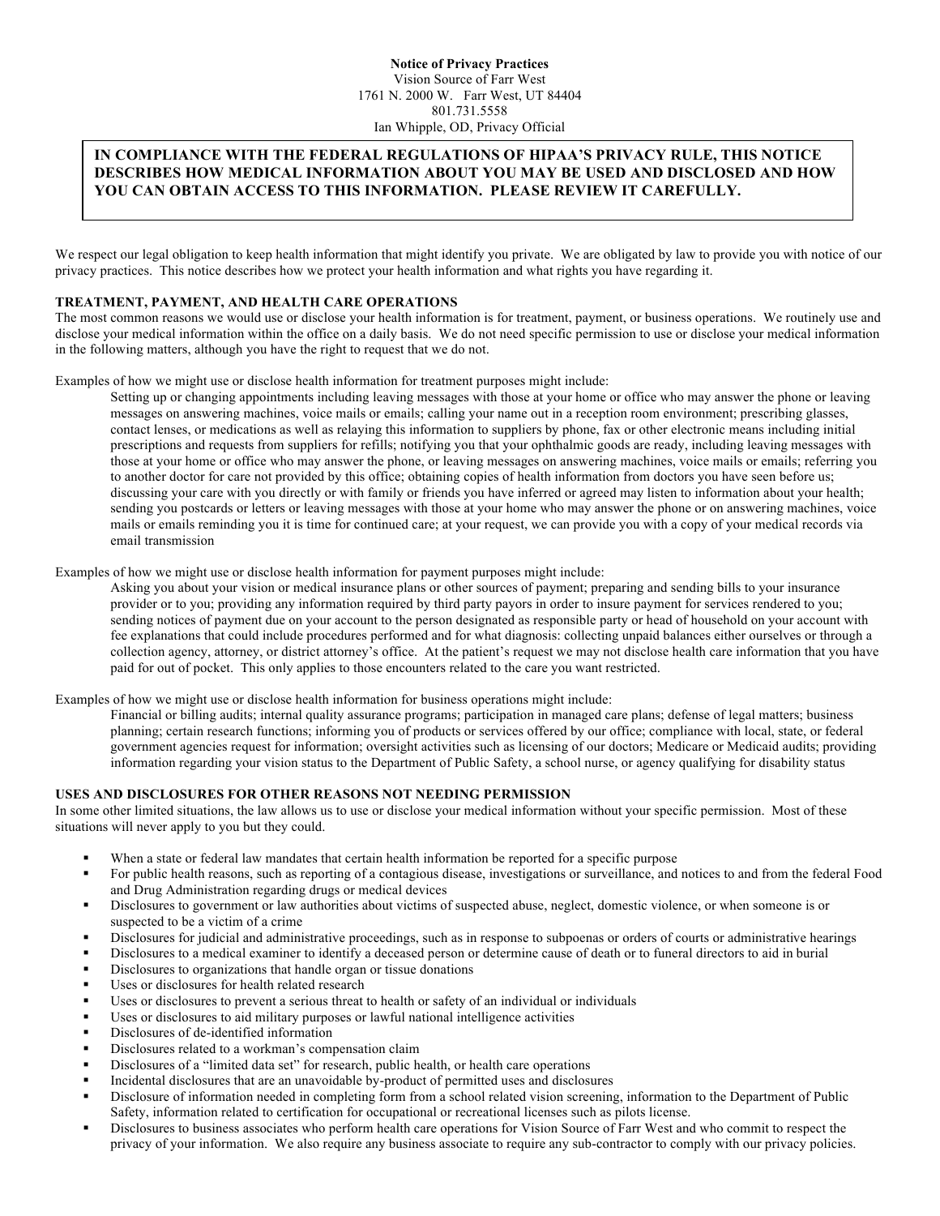**Notice of Privacy Practices**
Vision Source of Farr West
1761 N. 2000 W. Farr West, UT 84404
801.731.5558
Ian Whipple, OD, Privacy Official

**IN COMPLIANCE WITH THE FEDERAL REGULATIONS OF HIPAA'S PRIVACY RULE, THIS NOTICE DESCRIBES HOW MEDICAL INFORMATION ABOUT YOU MAY BE USED AND DISCLOSED AND HOW YOU CAN OBTAIN ACCESS TO THIS INFORMATION. PLEASE REVIEW IT CAREFULLY.**

We respect our legal obligation to keep health information that might identify you private. We are obligated by law to provide you with notice of our privacy practices. This notice describes how we protect your health information and what rights you have regarding it.

**TREATMENT, PAYMENT, AND HEALTH CARE OPERATIONS**

The most common reasons we would use or disclose your health information is for treatment, payment, or business operations. We routinely use and disclose your medical information within the office on a daily basis. We do not need specific permission to use or disclose your medical information in the following matters, although you have the right to request that we do not.

Examples of how we might use or disclose health information for treatment purposes might include:

> Setting up or changing appointments including leaving messages with those at your home or office who may answer the phone or leaving messages on answering machines, voice mails or emails; calling your name out in a reception room environment; prescribing glasses, contact lenses, or medications as well as relaying this information to suppliers by phone, fax or other electronic means including initial prescriptions and requests from suppliers for refills; notifying you that your ophthalmic goods are ready, including leaving messages with those at your home or office who may answer the phone, or leaving messages on answering machines, voice mails or emails; referring you to another doctor for care not provided by this office; obtaining copies of health information from doctors you have seen before us; discussing your care with you directly or with family or friends you have inferred or agreed may listen to information about your health; sending you postcards or letters or leaving messages with those at your home who may answer the phone or on answering machines, voice mails or emails reminding you it is time for continued care; at your request, we can provide you with a copy of your medical records via email transmission

Examples of how we might use or disclose health information for payment purposes might include:

> Asking you about your vision or medical insurance plans or other sources of payment; preparing and sending bills to your insurance provider or to you; providing any information required by third party payors in order to insure payment for services rendered to you; sending notices of payment due on your account to the person designated as responsible party or head of household on your account with fee explanations that could include procedures performed and for what diagnosis: collecting unpaid balances either ourselves or through a collection agency, attorney, or district attorney's office. At the patient's request we may not disclose health care information that you have paid for out of pocket. This only applies to those encounters related to the care you want restricted.

Examples of how we might use or disclose health information for business operations might include:

> Financial or billing audits; internal quality assurance programs; participation in managed care plans; defense of legal matters; business planning; certain research functions; informing you of products or services offered by our office; compliance with local, state, or federal government agencies request for information; oversight activities such as licensing of our doctors; Medicare or Medicaid audits; providing information regarding your vision status to the Department of Public Safety, a school nurse, or agency qualifying for disability status

**USES AND DISCLOSURES FOR OTHER REASONS NOT NEEDING PERMISSION**

In some other limited situations, the law allows us to use or disclose your medical information without your specific permission. Most of these situations will never apply to you but they could.

- When a state or federal law mandates that certain health information be reported for a specific purpose
- For public health reasons, such as reporting of a contagious disease, investigations or surveillance, and notices to and from the federal Food and Drug Administration regarding drugs or medical devices
- Disclosures to government or law authorities about victims of suspected abuse, neglect, domestic violence, or when someone is or suspected to be a victim of a crime
- Disclosures for judicial and administrative proceedings, such as in response to subpoenas or orders of courts or administrative hearings
- Disclosures to a medical examiner to identify a deceased person or determine cause of death or to funeral directors to aid in burial
- Disclosures to organizations that handle organ or tissue donations
- Uses or disclosures for health related research
- Uses or disclosures to prevent a serious threat to health or safety of an individual or individuals
- Uses or disclosures to aid military purposes or lawful national intelligence activities
- Disclosures of de-identified information
- Disclosures related to a workman's compensation claim
- Disclosures of a "limited data set" for research, public health, or health care operations
- Incidental disclosures that are an unavoidable by-product of permitted uses and disclosures
- Disclosure of information needed in completing form from a school related vision screening, information to the Department of Public Safety, information related to certification for occupational or recreational licenses such as pilots license.
- Disclosures to business associates who perform health care operations for Vision Source of Farr West and who commit to respect the privacy of your information. We also require any business associate to require any sub-contractor to comply with our privacy policies.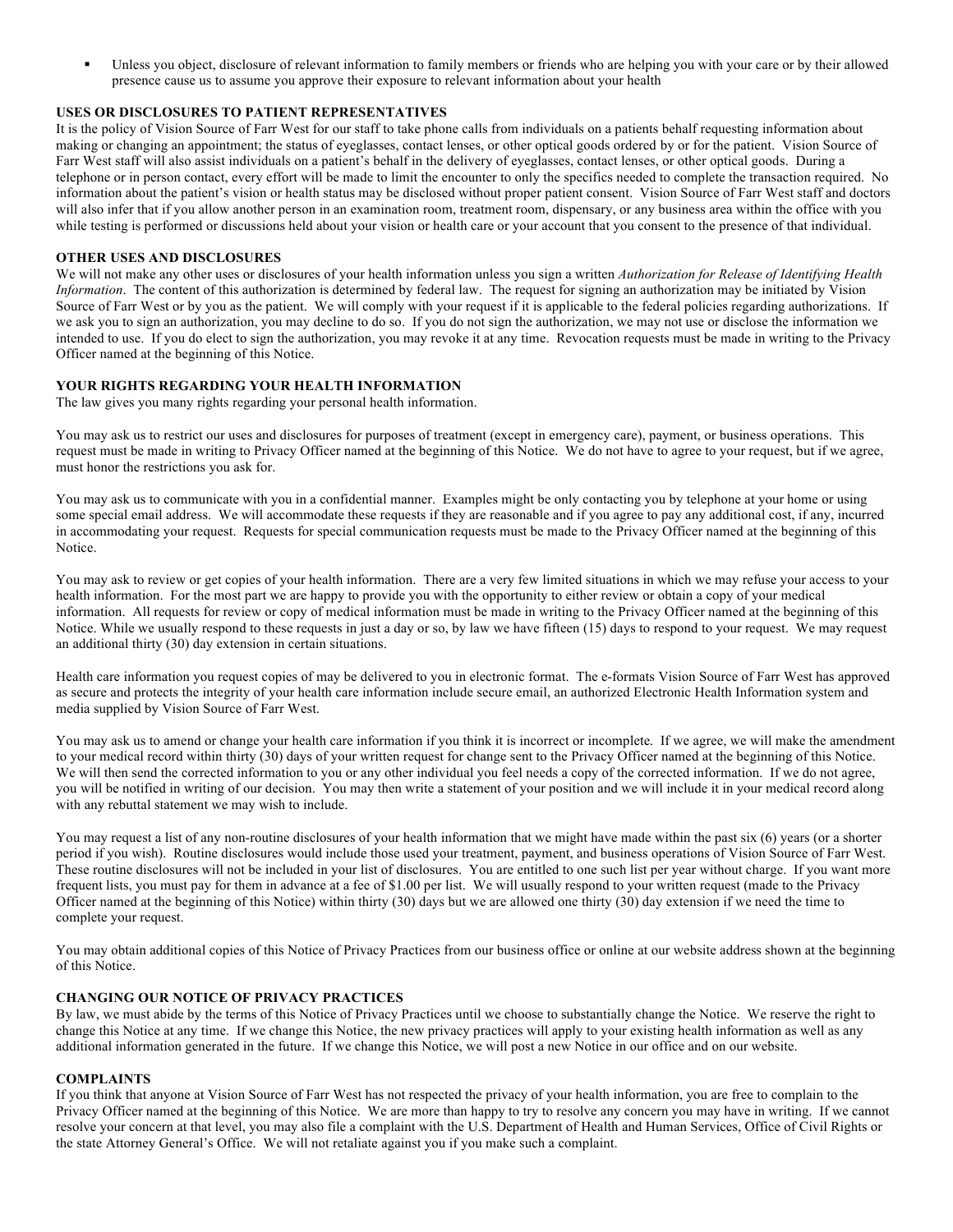- Unless you object, disclosure of relevant information to family members or friends who are helping you with your care or by their allowed presence cause us to assume you approve their exposure to relevant information about your health

### USES OR DISCLOSURES TO PATIENT REPRESENTATIVES

It is the policy of Vision Source of Farr West for our staff to take phone calls from individuals on a patients behalf requesting information about making or changing an appointment; the status of eyeglasses, contact lenses, or other optical goods ordered by or for the patient. Vision Source of Farr West staff will also assist individuals on a patient's behalf in the delivery of eyeglasses, contact lenses, or other optical goods. During a telephone or in person contact, every effort will be made to limit the encounter to only the specifics needed to complete the transaction required. No information about the patient's vision or health status may be disclosed without proper patient consent. Vision Source of Farr West staff and doctors will also infer that if you allow another person in an examination room, treatment room, dispensary, or any business area within the office with you while testing is performed or discussions held about your vision or health care or your account that you consent to the presence of that individual.

### OTHER USES AND DISCLOSURES

We will not make any other uses or disclosures of your health information unless you sign a written *Authorization for Release of Identifying Health Information*. The content of this authorization is determined by federal law. The request for signing an authorization may be initiated by Vision Source of Farr West or by you as the patient. We will comply with your request if it is applicable to the federal policies regarding authorizations. If we ask you to sign an authorization, you may decline to do so. If you do not sign the authorization, we may not use or disclose the information we intended to use. If you do elect to sign the authorization, you may revoke it at any time. Revocation requests must be made in writing to the Privacy Officer named at the beginning of this Notice.

### YOUR RIGHTS REGARDING YOUR HEALTH INFORMATION

The law gives you many rights regarding your personal health information.

You may ask us to restrict our uses and disclosures for purposes of treatment (except in emergency care), payment, or business operations. This request must be made in writing to Privacy Officer named at the beginning of this Notice. We do not have to agree to your request, but if we agree, must honor the restrictions you ask for.

You may ask us to communicate with you in a confidential manner. Examples might be only contacting you by telephone at your home or using some special email address. We will accommodate these requests if they are reasonable and if you agree to pay any additional cost, if any, incurred in accommodating your request. Requests for special communication requests must be made to the Privacy Officer named at the beginning of this Notice.

You may ask to review or get copies of your health information. There are a very few limited situations in which we may refuse your access to your health information. For the most part we are happy to provide you with the opportunity to either review or obtain a copy of your medical information. All requests for review or copy of medical information must be made in writing to the Privacy Officer named at the beginning of this Notice. While we usually respond to these requests in just a day or so, by law we have fifteen (15) days to respond to your request. We may request an additional thirty (30) day extension in certain situations.

Health care information you request copies of may be delivered to you in electronic format. The e-formats Vision Source of Farr West has approved as secure and protects the integrity of your health care information include secure email, an authorized Electronic Health Information system and media supplied by Vision Source of Farr West.

You may ask us to amend or change your health care information if you think it is incorrect or incomplete. If we agree, we will make the amendment to your medical record within thirty (30) days of your written request for change sent to the Privacy Officer named at the beginning of this Notice. We will then send the corrected information to you or any other individual you feel needs a copy of the corrected information. If we do not agree, you will be notified in writing of our decision. You may then write a statement of your position and we will include it in your medical record along with any rebuttal statement we may wish to include.

You may request a list of any non-routine disclosures of your health information that we might have made within the past six (6) years (or a shorter period if you wish). Routine disclosures would include those used your treatment, payment, and business operations of Vision Source of Farr West. These routine disclosures will not be included in your list of disclosures. You are entitled to one such list per year without charge. If you want more frequent lists, you must pay for them in advance at a fee of $1.00 per list. We will usually respond to your written request (made to the Privacy Officer named at the beginning of this Notice) within thirty (30) days but we are allowed one thirty (30) day extension if we need the time to complete your request.

You may obtain additional copies of this Notice of Privacy Practices from our business office or online at our website address shown at the beginning of this Notice.

### CHANGING OUR NOTICE OF PRIVACY PRACTICES

By law, we must abide by the terms of this Notice of Privacy Practices until we choose to substantially change the Notice. We reserve the right to change this Notice at any time. If we change this Notice, the new privacy practices will apply to your existing health information as well as any additional information generated in the future. If we change this Notice, we will post a new Notice in our office and on our website.

### COMPLAINTS

If you think that anyone at Vision Source of Farr West has not respected the privacy of your health information, you are free to complain to the Privacy Officer named at the beginning of this Notice. We are more than happy to try to resolve any concern you may have in writing. If we cannot resolve your concern at that level, you may also file a complaint with the U.S. Department of Health and Human Services, Office of Civil Rights or the state Attorney General's Office. We will not retaliate against you if you make such a complaint.